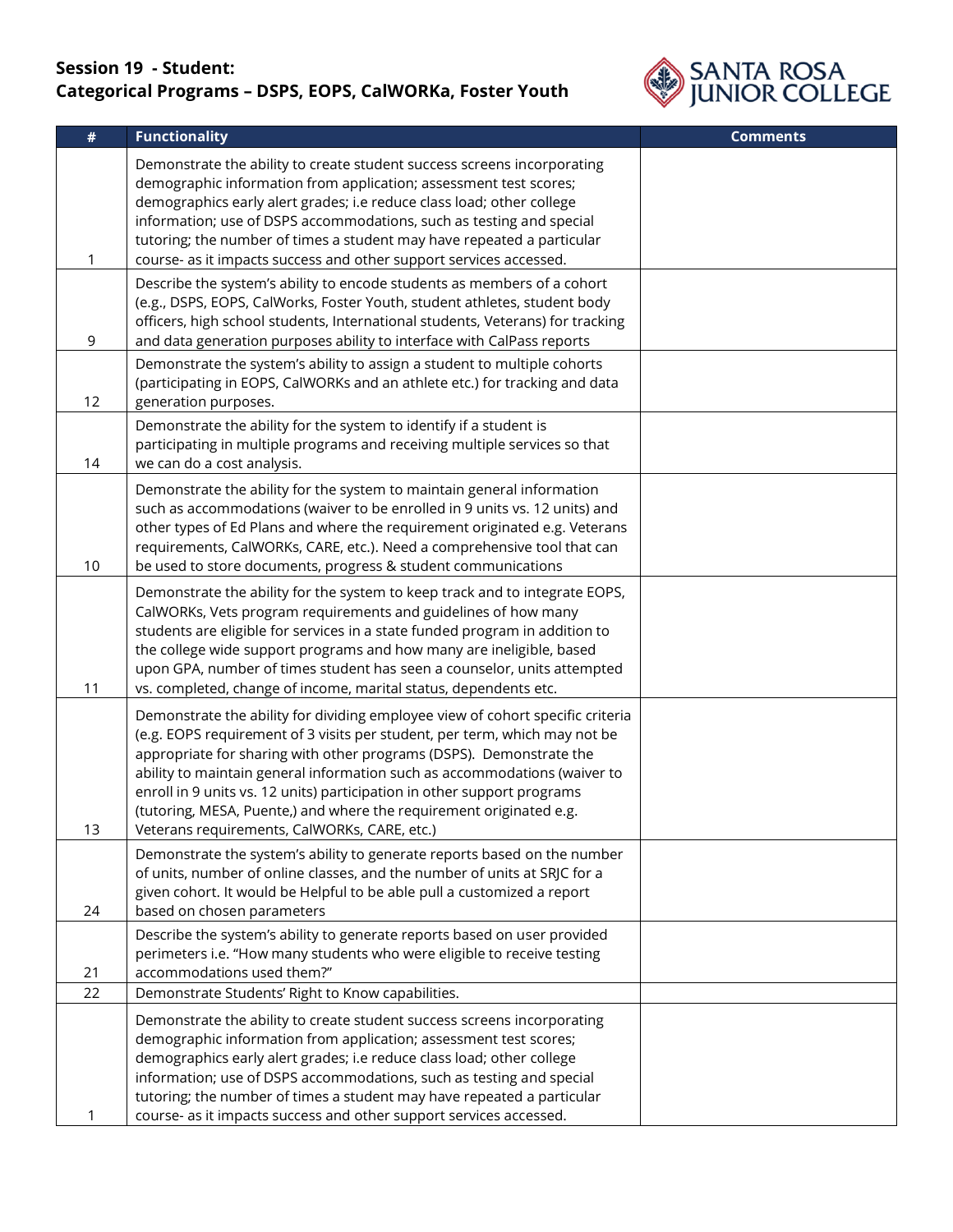**Session 19 - Student:**
**Categorical Programs – DSPS, EOPS, CalWORKa, Foster Youth**

| # | Functionality | Comments |
|---|---|---|
| 1 | Demonstrate the ability to create student success screens incorporating demographic information from application; assessment test scores; demographics early alert grades; i.e reduce class load; other college information; use of DSPS accommodations, such as testing and special tutoring; the number of times a student may have repeated a particular course- as it impacts success and other support services accessed. | |
| 9 | Describe the system's ability to encode students as members of a cohort (e.g., DSPS, EOPS, CalWorks, Foster Youth, student athletes, student body officers, high school students, International students, Veterans) for tracking and data generation purposes ability to interface with CalPass reports | |
| 12 | Demonstrate the system's ability to assign a student to multiple cohorts (participating in EOPS, CalWORKs and an athlete etc.) for tracking and data generation purposes. | |
| 14 | Demonstrate the ability for the system to identify if a student is participating in multiple programs and receiving multiple services so that we can do a cost analysis. | |
| 10 | Demonstrate the ability for the system to maintain general information such as accommodations (waiver to be enrolled in 9 units vs. 12 units) and other types of Ed Plans and where the requirement originated e.g. Veterans requirements, CalWORKs, CARE, etc.). Need a comprehensive tool that can be used to store documents, progress & student communications | |
| 11 | Demonstrate the ability for the system to keep track and to integrate EOPS, CalWORKs, Vets program requirements and guidelines of how many students are eligible for services in a state funded program in addition to the college wide support programs and how many are ineligible, based upon GPA, number of times student has seen a counselor, units attempted vs. completed, change of income, marital status, dependents etc. | |
| 13 | Demonstrate the ability for dividing employee view of cohort specific criteria (e.g. EOPS requirement of 3 visits per student, per term, which may not be appropriate for sharing with other programs (DSPS). Demonstrate the ability to maintain general information such as accommodations (waiver to enroll in 9 units vs. 12 units) participation in other support programs (tutoring, MESA, Puente,) and where the requirement originated e.g. Veterans requirements, CalWORKs, CARE, etc.) | |
| 24 | Demonstrate the system's ability to generate reports based on the number of units, number of online classes, and the number of units at SRJC for a given cohort. It would be Helpful to be able pull a customized a report based on chosen parameters | |
| 21 | Describe the system's ability to generate reports based on user provided perimeters i.e. "How many students who were eligible to receive testing accommodations used them?" | |
| 22 | Demonstrate Students' Right to Know capabilities. | |
| 1 | Demonstrate the ability to create student success screens incorporating demographic information from application; assessment test scores; demographics early alert grades; i.e reduce class load; other college information; use of DSPS accommodations, such as testing and special tutoring; the number of times a student may have repeated a particular course- as it impacts success and other support services accessed. | |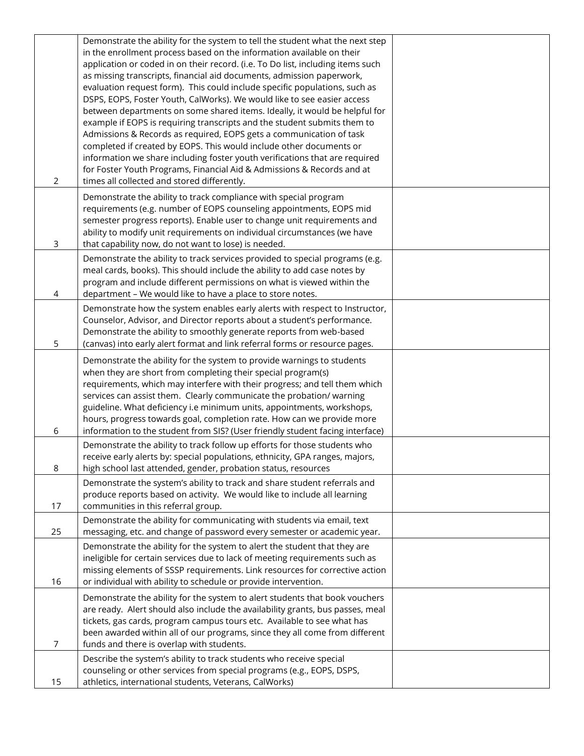| | | |
|---|---|---|
| 2 | Demonstrate the ability for the system to tell the student what the next step in the enrollment process based on the information available on their application or coded in on their record. (i.e. To Do list, including items such as missing transcripts, financial aid documents, admission paperwork, evaluation request form). This could include specific populations, such as DSPS, EOPS, Foster Youth, CalWorks). We would like to see easier access between departments on some shared items. Ideally, it would be helpful for example if EOPS is requiring transcripts and the student submits them to Admissions & Records as required, EOPS gets a communication of task completed if created by EOPS. This would include other documents or information we share including foster youth verifications that are required for Foster Youth Programs, Financial Aid & Admissions & Records and at times all collected and stored differently. | |
| 3 | Demonstrate the ability to track compliance with special program requirements (e.g. number of EOPS counseling appointments, EOPS mid semester progress reports). Enable user to change unit requirements and ability to modify unit requirements on individual circumstances (we have that capability now, do not want to lose) is needed. | |
| 4 | Demonstrate the ability to track services provided to special programs (e.g. meal cards, books). This should include the ability to add case notes by program and include different permissions on what is viewed within the department – We would like to have a place to store notes. | |
| 5 | Demonstrate how the system enables early alerts with respect to Instructor, Counselor, Advisor, and Director reports about a student's performance. Demonstrate the ability to smoothly generate reports from web-based (canvas) into early alert format and link referral forms or resource pages. | |
| 6 | Demonstrate the ability for the system to provide warnings to students when they are short from completing their special program(s) requirements, which may interfere with their progress; and tell them which services can assist them. Clearly communicate the probation/ warning guideline. What deficiency i.e minimum units, appointments, workshops, hours, progress towards goal, completion rate. How can we provide more information to the student from SIS? (User friendly student facing interface) | |
| 8 | Demonstrate the ability to track follow up efforts for those students who receive early alerts by: special populations, ethnicity, GPA ranges, majors, high school last attended, gender, probation status, resources | |
| 17 | Demonstrate the system's ability to track and share student referrals and produce reports based on activity. We would like to include all learning communities in this referral group. | |
| 25 | Demonstrate the ability for communicating with students via email, text messaging, etc. and change of password every semester or academic year. | |
| 16 | Demonstrate the ability for the system to alert the student that they are ineligible for certain services due to lack of meeting requirements such as missing elements of SSSP requirements. Link resources for corrective action or individual with ability to schedule or provide intervention. | |
| 7 | Demonstrate the ability for the system to alert students that book vouchers are ready. Alert should also include the availability grants, bus passes, meal tickets, gas cards, program campus tours etc. Available to see what has been awarded within all of our programs, since they all come from different funds and there is overlap with students. | |
| 15 | Describe the system's ability to track students who receive special counseling or other services from special programs (e.g., EOPS, DSPS, athletics, international students, Veterans, CalWorks) | |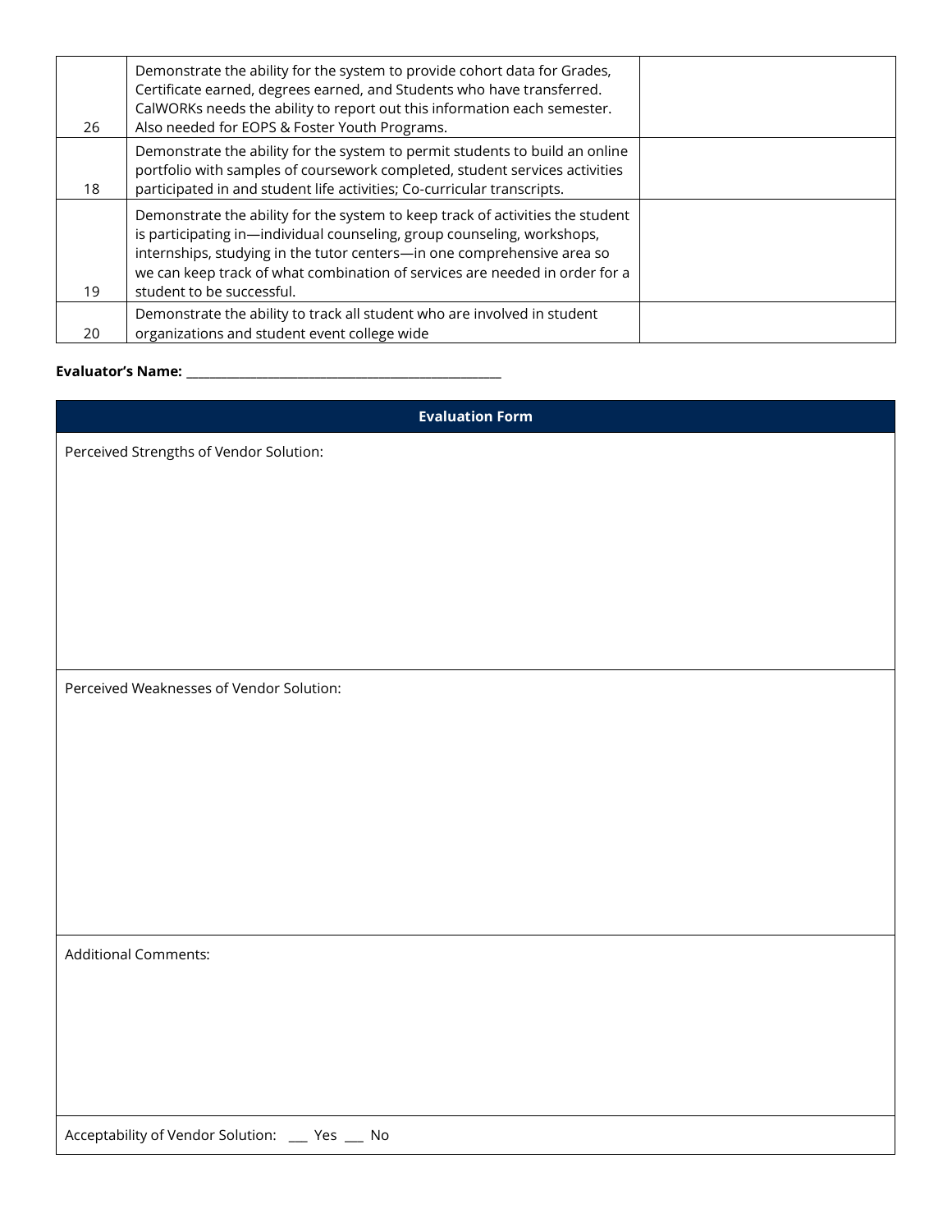| | | |
|---|---|---|
| 26 | Demonstrate the ability for the system to provide cohort data for Grades, Certificate earned, degrees earned, and Students who have transferred. CalWORKs needs the ability to report out this information each semester. Also needed for EOPS & Foster Youth Programs. | |
| 18 | Demonstrate the ability for the system to permit students to build an online portfolio with samples of coursework completed, student services activities participated in and student life activities; Co-curricular transcripts. | |
| 19 | Demonstrate the ability for the system to keep track of activities the student is participating in—individual counseling, group counseling, workshops, internships, studying in the tutor centers—in one comprehensive area so we can keep track of what combination of services are needed in order for a student to be successful. | |
| 20 | Demonstrate the ability to track all student who are involved in student organizations and student event college wide | |

**Evaluator's Name:** ____________________________________________

| Evaluation Form |
|---|
| Perceived Strengths of Vendor Solution: |
| Perceived Weaknesses of Vendor Solution: |
| Additional Comments: |
| Acceptability of Vendor Solution: ___ Yes ___ No |